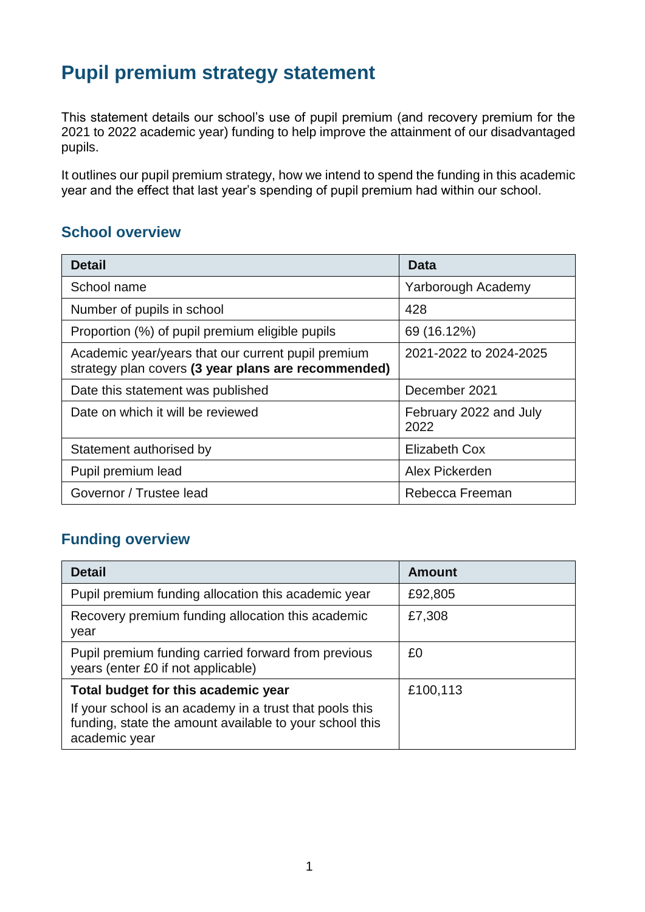# Pupil premium strategy statement

This statement details our school's use of pupil premium (and recovery premium for the 2021 to 2022 academic year) funding to help improve the attainment of our disadvantaged pupils.

It outlines our pupil premium strategy, how we intend to spend the funding in this academic year and the effect that last year's spending of pupil premium had within our school.

## School overview

| Detail | Data |
|---|---|
| School name | Yarborough Academy |
| Number of pupils in school | 428 |
| Proportion (%) of pupil premium eligible pupils | 69 (16.12%) |
| Academic year/years that our current pupil premium strategy plan covers **(3 year plans are recommended)** | 2021-2022 to 2024-2025 |
| Date this statement was published | December 2021 |
| Date on which it will be reviewed | February 2022 and July 2022 |
| Statement authorised by | Elizabeth Cox |
| Pupil premium lead | Alex Pickerden |
| Governor / Trustee lead | Rebecca Freeman |

## Funding overview

| Detail | Amount |
|---|---|
| Pupil premium funding allocation this academic year | £92,805 |
| Recovery premium funding allocation this academic year | £7,308 |
| Pupil premium funding carried forward from previous years (enter £0 if not applicable) | £0 |
| **Total budget for this academic year**<br>If your school is an academy in a trust that pools this funding, state the amount available to your school this academic year | £100,113 |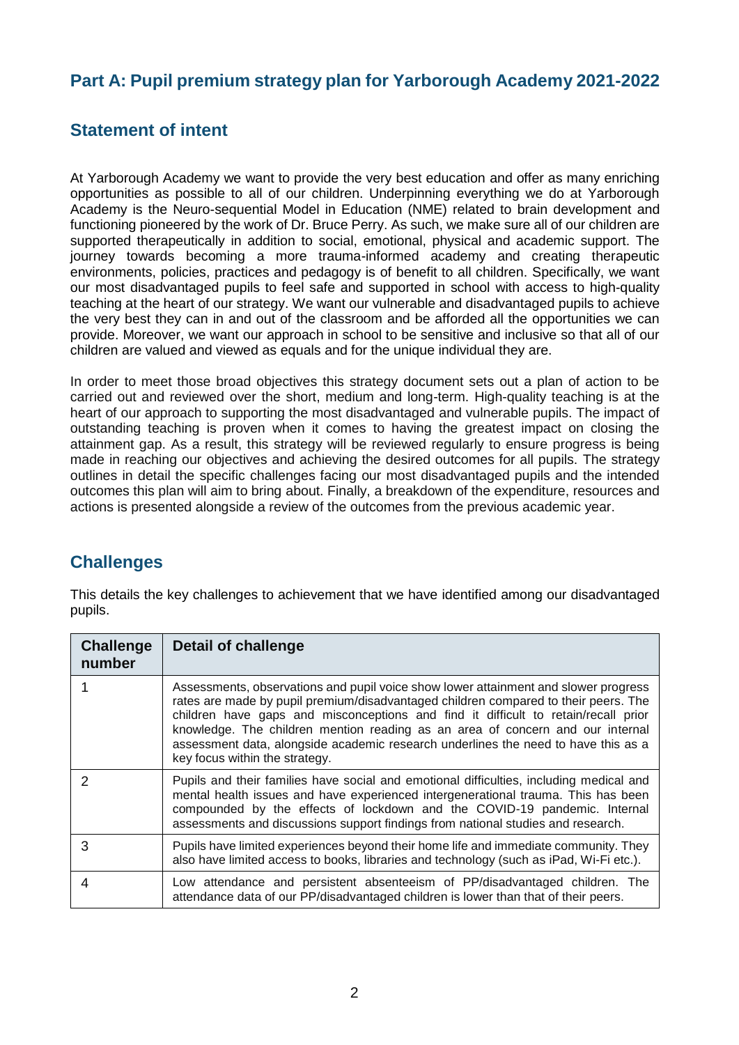## Part A: Pupil premium strategy plan for Yarborough Academy 2021-2022

### Statement of intent

At Yarborough Academy we want to provide the very best education and offer as many enriching opportunities as possible to all of our children. Underpinning everything we do at Yarborough Academy is the Neuro-sequential Model in Education (NME) related to brain development and functioning pioneered by the work of Dr. Bruce Perry. As such, we make sure all of our children are supported therapeutically in addition to social, emotional, physical and academic support. The journey towards becoming a more trauma-informed academy and creating therapeutic environments, policies, practices and pedagogy is of benefit to all children. Specifically, we want our most disadvantaged pupils to feel safe and supported in school with access to high-quality teaching at the heart of our strategy. We want our vulnerable and disadvantaged pupils to achieve the very best they can in and out of the classroom and be afforded all the opportunities we can provide. Moreover, we want our approach in school to be sensitive and inclusive so that all of our children are valued and viewed as equals and for the unique individual they are.

In order to meet those broad objectives this strategy document sets out a plan of action to be carried out and reviewed over the short, medium and long-term. High-quality teaching is at the heart of our approach to supporting the most disadvantaged and vulnerable pupils. The impact of outstanding teaching is proven when it comes to having the greatest impact on closing the attainment gap. As a result, this strategy will be reviewed regularly to ensure progress is being made in reaching our objectives and achieving the desired outcomes for all pupils. The strategy outlines in detail the specific challenges facing our most disadvantaged pupils and the intended outcomes this plan will aim to bring about. Finally, a breakdown of the expenditure, resources and actions is presented alongside a review of the outcomes from the previous academic year.

### Challenges

This details the key challenges to achievement that we have identified among our disadvantaged pupils.

| Challenge number | Detail of challenge |
|---|---|
| 1 | Assessments, observations and pupil voice show lower attainment and slower progress rates are made by pupil premium/disadvantaged children compared to their peers. The children have gaps and misconceptions and find it difficult to retain/recall prior knowledge. The children mention reading as an area of concern and our internal assessment data, alongside academic research underlines the need to have this as a key focus within the strategy. |
| 2 | Pupils and their families have social and emotional difficulties, including medical and mental health issues and have experienced intergenerational trauma. This has been compounded by the effects of lockdown and the COVID-19 pandemic. Internal assessments and discussions support findings from national studies and research. |
| 3 | Pupils have limited experiences beyond their home life and immediate community. They also have limited access to books, libraries and technology (such as iPad, Wi-Fi etc.). |
| 4 | Low attendance and persistent absenteeism of PP/disadvantaged children. The attendance data of our PP/disadvantaged children is lower than that of their peers. |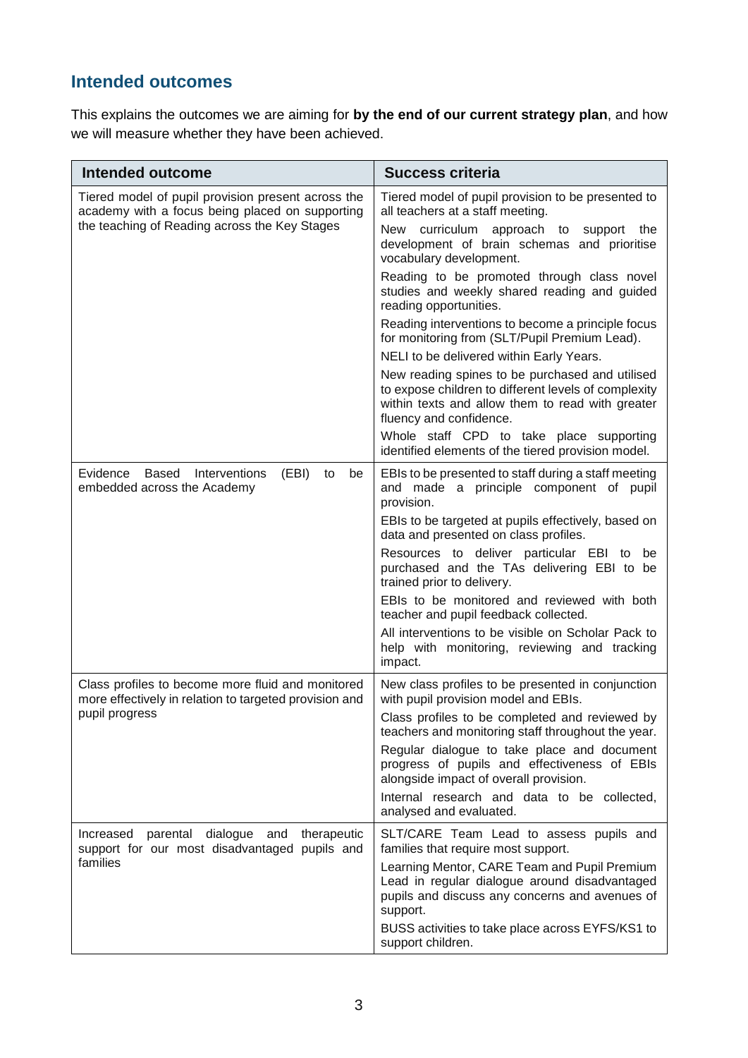## Intended outcomes

This explains the outcomes we are aiming for **by the end of our current strategy plan**, and how we will measure whether they have been achieved.

| Intended outcome | Success criteria |
|---|---|
| Tiered model of pupil provision present across the academy with a focus being placed on supporting the teaching of Reading across the Key Stages | Tiered model of pupil provision to be presented to all teachers at a staff meeting.<br>New curriculum approach to support the development of brain schemas and prioritise vocabulary development.<br>Reading to be promoted through class novel studies and weekly shared reading and guided reading opportunities.<br>Reading interventions to become a principle focus for monitoring from (SLT/Pupil Premium Lead).<br>NELI to be delivered within Early Years.<br>New reading spines to be purchased and utilised to expose children to different levels of complexity within texts and allow them to read with greater fluency and confidence.<br>Whole staff CPD to take place supporting identified elements of the tiered provision model. |
| Evidence Based Interventions (EBI) to be embedded across the Academy | EBIs to be presented to staff during a staff meeting and made a principle component of pupil provision.<br>EBIs to be targeted at pupils effectively, based on data and presented on class profiles.<br>Resources to deliver particular EBI to be purchased and the TAs delivering EBI to be trained prior to delivery.<br>EBIs to be monitored and reviewed with both teacher and pupil feedback collected.<br>All interventions to be visible on Scholar Pack to help with monitoring, reviewing and tracking impact. |
| Class profiles to become more fluid and monitored more effectively in relation to targeted provision and pupil progress | New class profiles to be presented in conjunction with pupil provision model and EBIs.<br>Class profiles to be completed and reviewed by teachers and monitoring staff throughout the year.<br>Regular dialogue to take place and document progress of pupils and effectiveness of EBIs alongside impact of overall provision.<br>Internal research and data to be collected, analysed and evaluated. |
| Increased parental dialogue and therapeutic support for our most disadvantaged pupils and families | SLT/CARE Team Lead to assess pupils and families that require most support.<br>Learning Mentor, CARE Team and Pupil Premium Lead in regular dialogue around disadvantaged pupils and discuss any concerns and avenues of support.<br>BUSS activities to take place across EYFS/KS1 to support children. |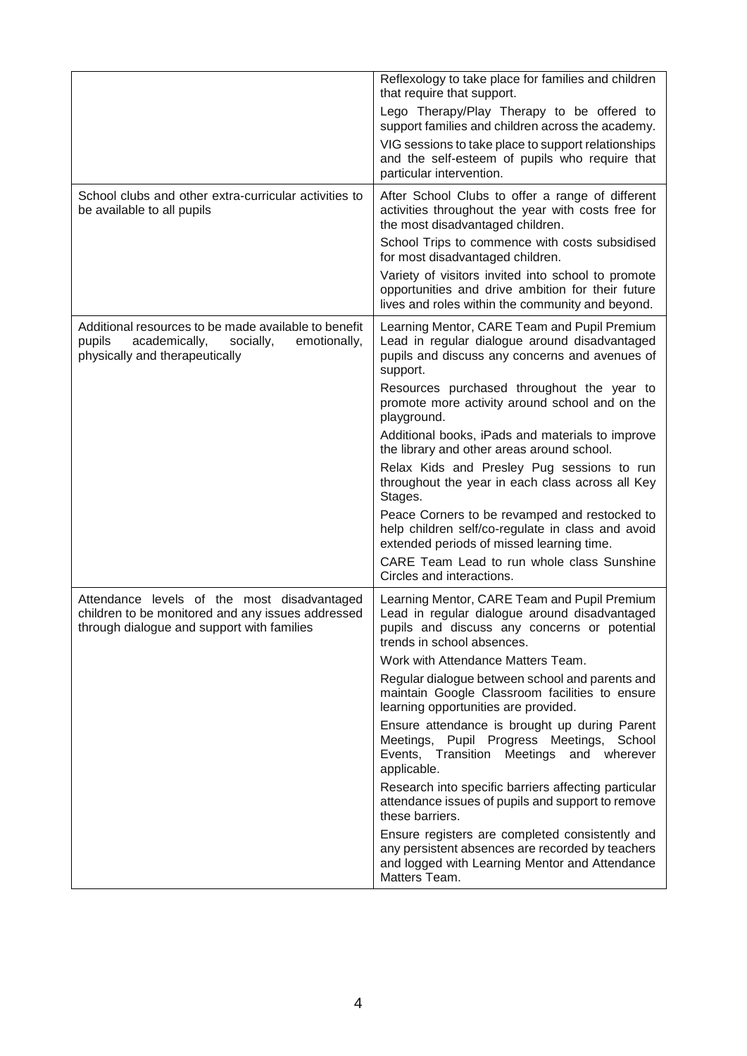| | |
|---|---|
| | Reflexology to take place for families and children that require that support.<br>Lego Therapy/Play Therapy to be offered to support families and children across the academy.<br>VIG sessions to take place to support relationships and the self-esteem of pupils who require that particular intervention. |
| School clubs and other extra-curricular activities to be available to all pupils | After School Clubs to offer a range of different activities throughout the year with costs free for the most disadvantaged children.<br>School Trips to commence with costs subsidised for most disadvantaged children.<br>Variety of visitors invited into school to promote opportunities and drive ambition for their future lives and roles within the community and beyond. |
| Additional resources to be made available to benefit pupils academically, socially, emotionally, physically and therapeutically | Learning Mentor, CARE Team and Pupil Premium Lead in regular dialogue around disadvantaged pupils and discuss any concerns and avenues of support.<br>Resources purchased throughout the year to promote more activity around school and on the playground.<br>Additional books, iPads and materials to improve the library and other areas around school.<br>Relax Kids and Presley Pug sessions to run throughout the year in each class across all Key Stages.<br>Peace Corners to be revamped and restocked to help children self/co-regulate in class and avoid extended periods of missed learning time.<br>CARE Team Lead to run whole class Sunshine Circles and interactions. |
| Attendance levels of the most disadvantaged children to be monitored and any issues addressed through dialogue and support with families | Learning Mentor, CARE Team and Pupil Premium Lead in regular dialogue around disadvantaged pupils and discuss any concerns or potential trends in school absences.<br>Work with Attendance Matters Team.<br>Regular dialogue between school and parents and maintain Google Classroom facilities to ensure learning opportunities are provided.<br>Ensure attendance is brought up during Parent Meetings, Pupil Progress Meetings, School Events, Transition Meetings and wherever applicable.<br>Research into specific barriers affecting particular attendance issues of pupils and support to remove these barriers.<br>Ensure registers are completed consistently and any persistent absences are recorded by teachers and logged with Learning Mentor and Attendance Matters Team. |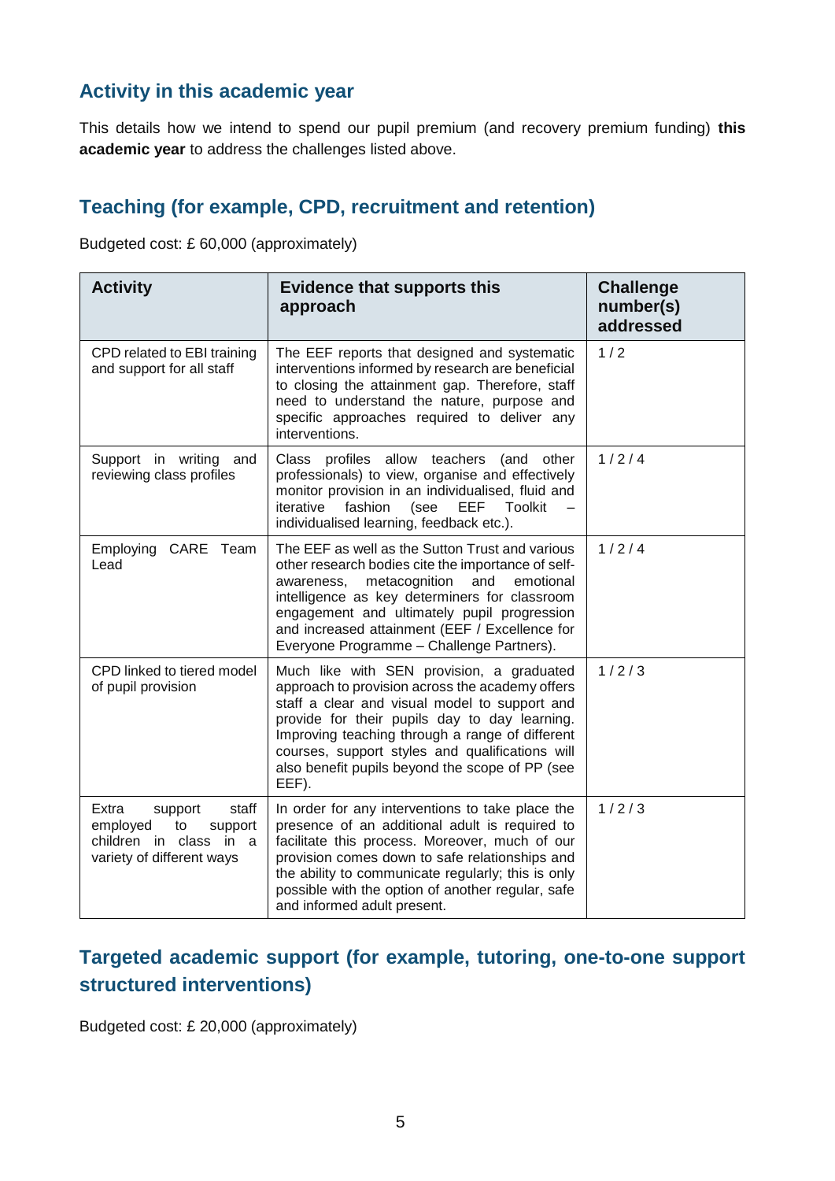## Activity in this academic year

This details how we intend to spend our pupil premium (and recovery premium funding) **this academic year** to address the challenges listed above.

## Teaching (for example, CPD, recruitment and retention)

Budgeted cost: £ 60,000 (approximately)

| Activity | Evidence that supports this approach | Challenge number(s) addressed |
|---|---|---|
| CPD related to EBI training and support for all staff | The EEF reports that designed and systematic interventions informed by research are beneficial to closing the attainment gap. Therefore, staff need to understand the nature, purpose and specific approaches required to deliver any interventions. | 1 / 2 |
| Support in writing and reviewing class profiles | Class profiles allow teachers (and other professionals) to view, organise and effectively monitor provision in an individualised, fluid and iterative fashion (see EEF Toolkit – individualised learning, feedback etc.). | 1 / 2 / 4 |
| Employing CARE Team Lead | The EEF as well as the Sutton Trust and various other research bodies cite the importance of self-awareness, metacognition and emotional intelligence as key determiners for classroom engagement and ultimately pupil progression and increased attainment (EEF / Excellence for Everyone Programme – Challenge Partners). | 1 / 2 / 4 |
| CPD linked to tiered model of pupil provision | Much like with SEN provision, a graduated approach to provision across the academy offers staff a clear and visual model to support and provide for their pupils day to day learning. Improving teaching through a range of different courses, support styles and qualifications will also benefit pupils beyond the scope of PP (see EEF). | 1 / 2 / 3 |
| Extra support staff employed to support children in class in a variety of different ways | In order for any interventions to take place the presence of an additional adult is required to facilitate this process. Moreover, much of our provision comes down to safe relationships and the ability to communicate regularly; this is only possible with the option of another regular, safe and informed adult present. | 1 / 2 / 3 |

## Targeted academic support (for example, tutoring, one-to-one support structured interventions)

Budgeted cost: £ 20,000 (approximately)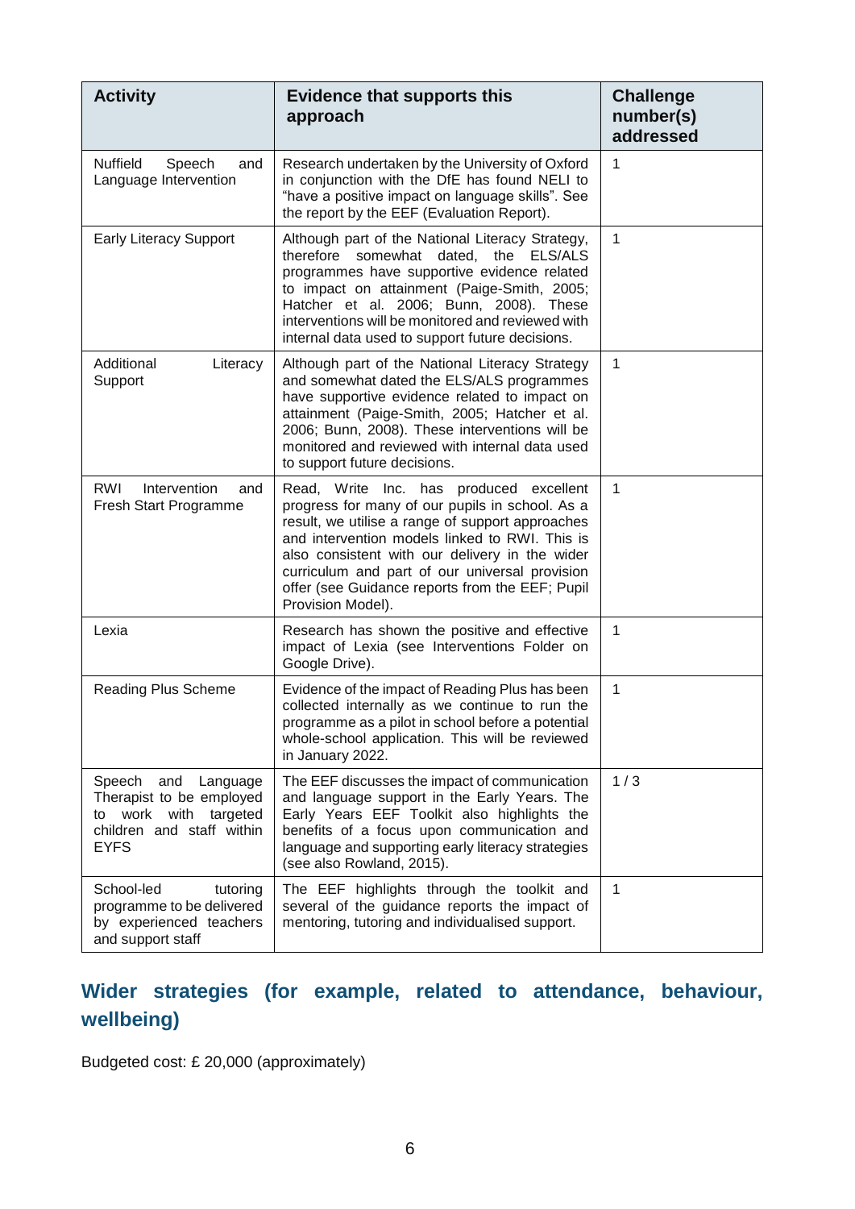| Activity | Evidence that supports this approach | Challenge number(s) addressed |
| --- | --- | --- |
| Nuffield Speech and Language Intervention | Research undertaken by the University of Oxford in conjunction with the DfE has found NELI to "have a positive impact on language skills". See the report by the EEF (Evaluation Report). | 1 |
| Early Literacy Support | Although part of the National Literacy Strategy, therefore somewhat dated, the ELS/ALS programmes have supportive evidence related to impact on attainment (Paige-Smith, 2005; Hatcher et al. 2006; Bunn, 2008). These interventions will be monitored and reviewed with internal data used to support future decisions. | 1 |
| Additional Literacy Support | Although part of the National Literacy Strategy and somewhat dated the ELS/ALS programmes have supportive evidence related to impact on attainment (Paige-Smith, 2005; Hatcher et al. 2006; Bunn, 2008). These interventions will be monitored and reviewed with internal data used to support future decisions. | 1 |
| RWI Intervention and Fresh Start Programme | Read, Write Inc. has produced excellent progress for many of our pupils in school. As a result, we utilise a range of support approaches and intervention models linked to RWI. This is also consistent with our delivery in the wider curriculum and part of our universal provision offer (see Guidance reports from the EEF; Pupil Provision Model). | 1 |
| Lexia | Research has shown the positive and effective impact of Lexia (see Interventions Folder on Google Drive). | 1 |
| Reading Plus Scheme | Evidence of the impact of Reading Plus has been collected internally as we continue to run the programme as a pilot in school before a potential whole-school application. This will be reviewed in January 2022. | 1 |
| Speech and Language Therapist to be employed to work with targeted children and staff within EYFS | The EEF discusses the impact of communication and language support in the Early Years. The Early Years EEF Toolkit also highlights the benefits of a focus upon communication and language and supporting early literacy strategies (see also Rowland, 2015). | 1 / 3 |
| School-led tutoring programme to be delivered by experienced teachers and support staff | The EEF highlights through the toolkit and several of the guidance reports the impact of mentoring, tutoring and individualised support. | 1 |

## Wider strategies (for example, related to attendance, behaviour, wellbeing)

Budgeted cost: £ 20,000 (approximately)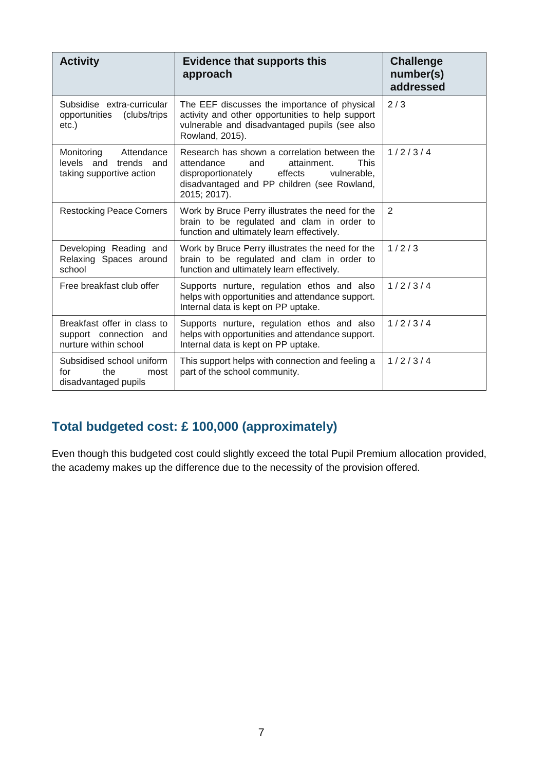| Activity | Evidence that supports this approach | Challenge number(s) addressed |
|---|---|---|
| Subsidise extra-curricular opportunities (clubs/trips etc.) | The EEF discusses the importance of physical activity and other opportunities to help support vulnerable and disadvantaged pupils (see also Rowland, 2015). | 2 / 3 |
| Monitoring Attendance levels and trends and taking supportive action | Research has shown a correlation between the attendance and attainment. This disproportionately effects vulnerable, disadvantaged and PP children (see Rowland, 2015; 2017). | 1 / 2 / 3 / 4 |
| Restocking Peace Corners | Work by Bruce Perry illustrates the need for the brain to be regulated and clam in order to function and ultimately learn effectively. | 2 |
| Developing Reading and Relaxing Spaces around school | Work by Bruce Perry illustrates the need for the brain to be regulated and clam in order to function and ultimately learn effectively. | 1 / 2 / 3 |
| Free breakfast club offer | Supports nurture, regulation ethos and also helps with opportunities and attendance support. Internal data is kept on PP uptake. | 1 / 2 / 3 / 4 |
| Breakfast offer in class to support connection and nurture within school | Supports nurture, regulation ethos and also helps with opportunities and attendance support. Internal data is kept on PP uptake. | 1 / 2 / 3 / 4 |
| Subsidised school uniform for the most disadvantaged pupils | This support helps with connection and feeling a part of the school community. | 1 / 2 / 3 / 4 |

## Total budgeted cost: £ 100,000 (approximately)

Even though this budgeted cost could slightly exceed the total Pupil Premium allocation provided, the academy makes up the difference due to the necessity of the provision offered.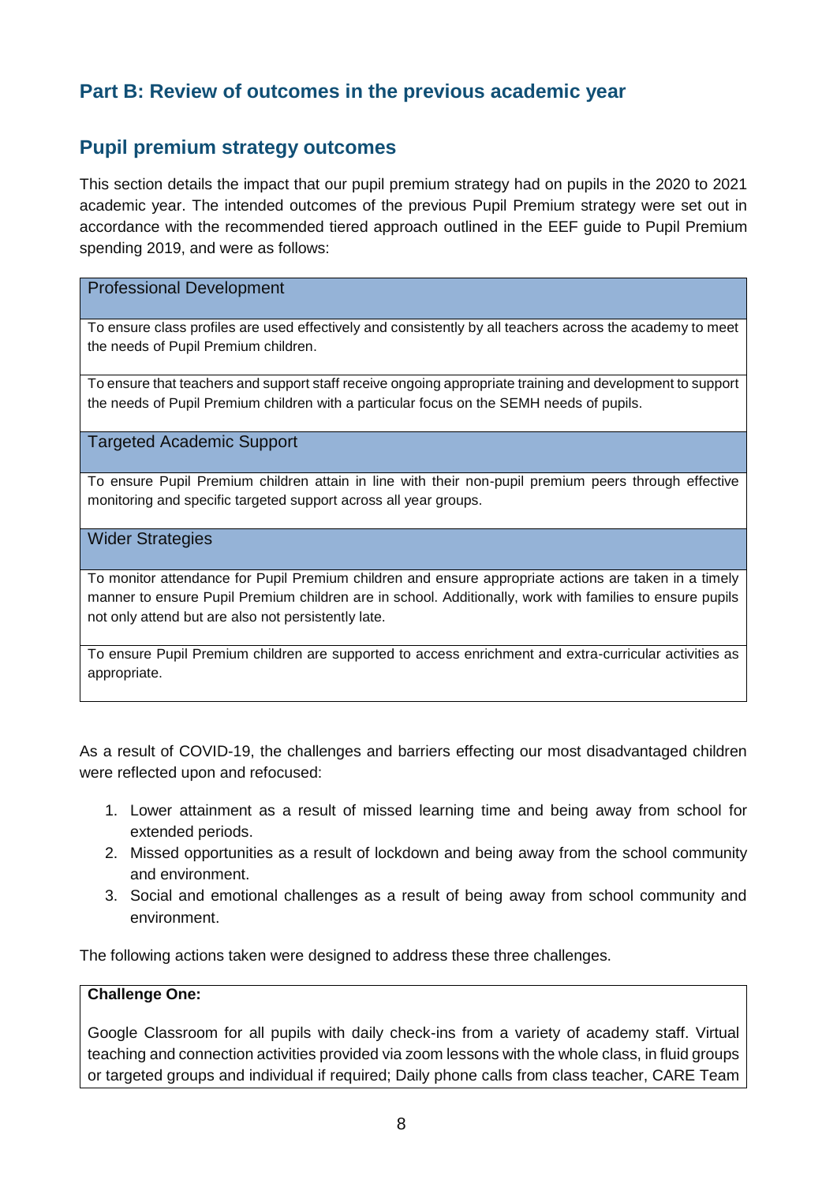## Part B: Review of outcomes in the previous academic year

## Pupil premium strategy outcomes

This section details the impact that our pupil premium strategy had on pupils in the 2020 to 2021 academic year. The intended outcomes of the previous Pupil Premium strategy were set out in accordance with the recommended tiered approach outlined in the EEF guide to Pupil Premium spending 2019, and were as follows:

| Professional Development |
| --- |
| To ensure class profiles are used effectively and consistently by all teachers across the academy to meet the needs of Pupil Premium children. |
| To ensure that teachers and support staff receive ongoing appropriate training and development to support the needs of Pupil Premium children with a particular focus on the SEMH needs of pupils. |
| **Targeted Academic Support** |
| To ensure Pupil Premium children attain in line with their non-pupil premium peers through effective monitoring and specific targeted support across all year groups. |
| **Wider Strategies** |
| To monitor attendance for Pupil Premium children and ensure appropriate actions are taken in a timely manner to ensure Pupil Premium children are in school. Additionally, work with families to ensure pupils not only attend but are also not persistently late. |
| To ensure Pupil Premium children are supported to access enrichment and extra-curricular activities as appropriate. |

As a result of COVID-19, the challenges and barriers effecting our most disadvantaged children were reflected upon and refocused:

1. Lower attainment as a result of missed learning time and being away from school for extended periods.
2. Missed opportunities as a result of lockdown and being away from the school community and environment.
3. Social and emotional challenges as a result of being away from school community and environment.

The following actions taken were designed to address these three challenges.

| **Challenge One:** |
| --- |
| Google Classroom for all pupils with daily check-ins from a variety of academy staff. Virtual teaching and connection activities provided via zoom lessons with the whole class, in fluid groups or targeted groups and individual if required; Daily phone calls from class teacher, CARE Team |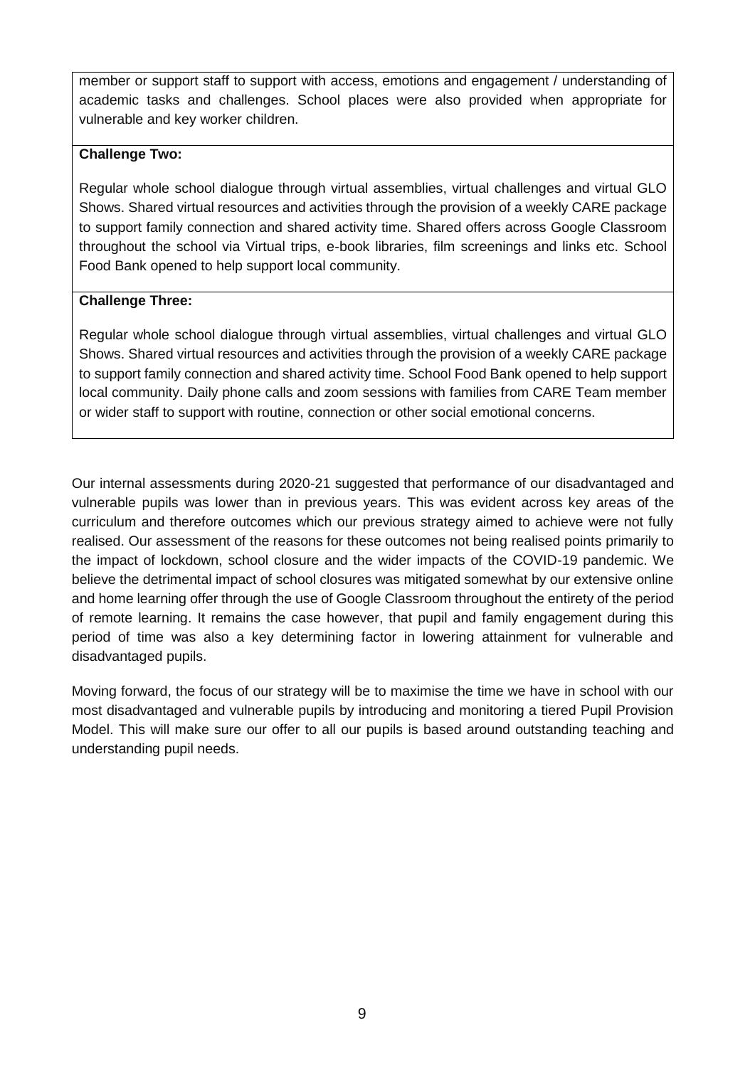member or support staff to support with access, emotions and engagement / understanding of academic tasks and challenges. School places were also provided when appropriate for vulnerable and key worker children.

**Challenge Two:**

Regular whole school dialogue through virtual assemblies, virtual challenges and virtual GLO Shows. Shared virtual resources and activities through the provision of a weekly CARE package to support family connection and shared activity time. Shared offers across Google Classroom throughout the school via Virtual trips, e-book libraries, film screenings and links etc. School Food Bank opened to help support local community.

**Challenge Three:**

Regular whole school dialogue through virtual assemblies, virtual challenges and virtual GLO Shows. Shared virtual resources and activities through the provision of a weekly CARE package to support family connection and shared activity time. School Food Bank opened to help support local community. Daily phone calls and zoom sessions with families from CARE Team member or wider staff to support with routine, connection or other social emotional concerns.

Our internal assessments during 2020-21 suggested that performance of our disadvantaged and vulnerable pupils was lower than in previous years. This was evident across key areas of the curriculum and therefore outcomes which our previous strategy aimed to achieve were not fully realised. Our assessment of the reasons for these outcomes not being realised points primarily to the impact of lockdown, school closure and the wider impacts of the COVID-19 pandemic. We believe the detrimental impact of school closures was mitigated somewhat by our extensive online and home learning offer through the use of Google Classroom throughout the entirety of the period of remote learning. It remains the case however, that pupil and family engagement during this period of time was also a key determining factor in lowering attainment for vulnerable and disadvantaged pupils.

Moving forward, the focus of our strategy will be to maximise the time we have in school with our most disadvantaged and vulnerable pupils by introducing and monitoring a tiered Pupil Provision Model. This will make sure our offer to all our pupils is based around outstanding teaching and understanding pupil needs.